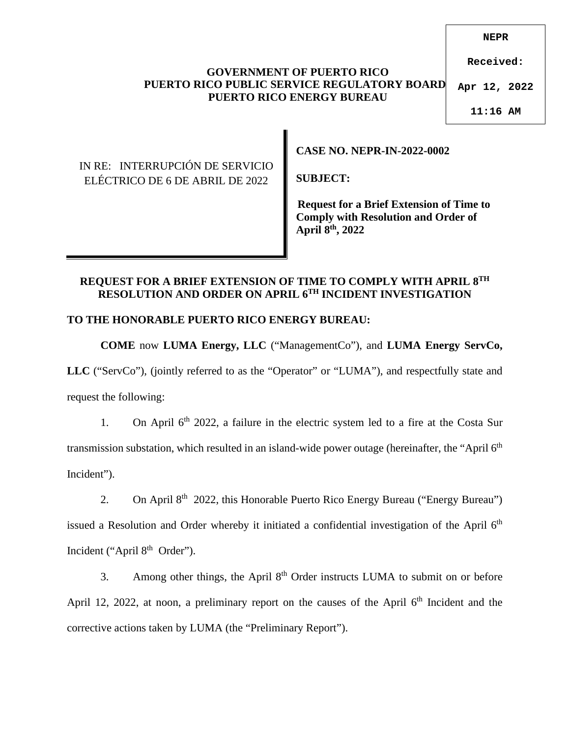NEPR

Received:

Apr 12, 2022

11:16 AM

**GOVERNMENT OF PUERTO RICO**
**PUERTO RICO PUBLIC SERVICE REGULATORY BOARD**
**PUERTO RICO ENERGY BUREAU**

| IN RE: INTERRUPCIÓN DE SERVICIO ELÉCTRICO DE 6 DE ABRIL DE 2022 | **CASE NO. NEPR-IN-2022-0002**<br><br>**SUBJECT:**<br><br>**Request for a Brief Extension of Time to Comply with Resolution and Order of April 8th, 2022** |
|---|---|

## REQUEST FOR A BRIEF EXTENSION OF TIME TO COMPLY WITH APRIL 8TH RESOLUTION AND ORDER ON APRIL 6TH INCIDENT INVESTIGATION

**TO THE HONORABLE PUERTO RICO ENERGY BUREAU:**

**COME** now **LUMA Energy, LLC** ("ManagementCo"), and **LUMA Energy ServCo, LLC** ("ServCo"), (jointly referred to as the "Operator" or "LUMA"), and respectfully state and request the following:

1. On April 6th 2022, a failure in the electric system led to a fire at the Costa Sur transmission substation, which resulted in an island-wide power outage (hereinafter, the "April 6th Incident").

2. On April 8th 2022, this Honorable Puerto Rico Energy Bureau ("Energy Bureau") issued a Resolution and Order whereby it initiated a confidential investigation of the April 6th Incident ("April 8th Order").

3. Among other things, the April 8th Order instructs LUMA to submit on or before April 12, 2022, at noon, a preliminary report on the causes of the April 6th Incident and the corrective actions taken by LUMA (the "Preliminary Report").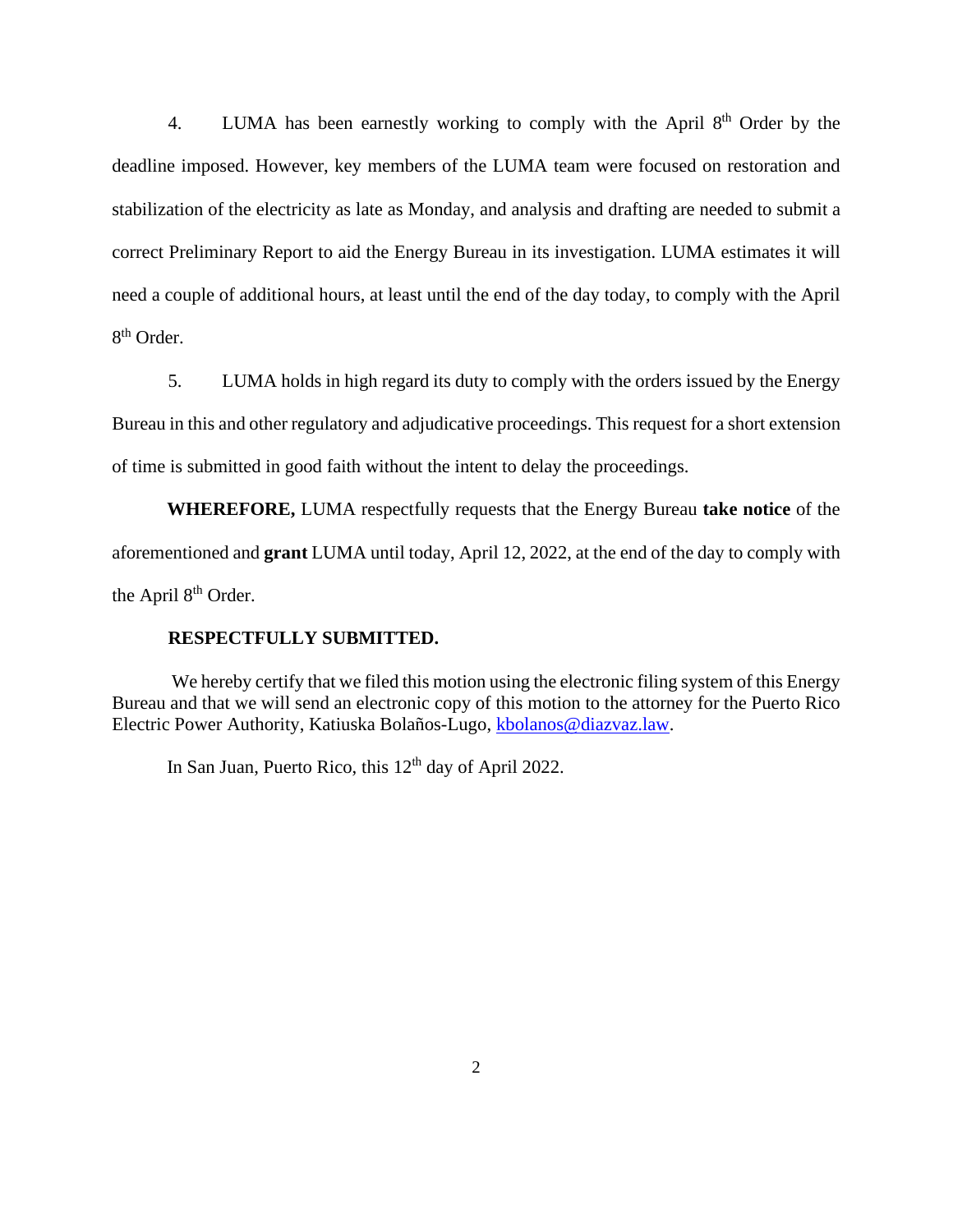4. LUMA has been earnestly working to comply with the April 8th Order by the deadline imposed. However, key members of the LUMA team were focused on restoration and stabilization of the electricity as late as Monday, and analysis and drafting are needed to submit a correct Preliminary Report to aid the Energy Bureau in its investigation. LUMA estimates it will need a couple of additional hours, at least until the end of the day today, to comply with the April 8th Order.

5. LUMA holds in high regard its duty to comply with the orders issued by the Energy Bureau in this and other regulatory and adjudicative proceedings. This request for a short extension of time is submitted in good faith without the intent to delay the proceedings.

**WHEREFORE,** LUMA respectfully requests that the Energy Bureau **take notice** of the aforementioned and **grant** LUMA until today, April 12, 2022, at the end of the day to comply with the April 8th Order.

**RESPECTFULLY SUBMITTED.**

We hereby certify that we filed this motion using the electronic filing system of this Energy Bureau and that we will send an electronic copy of this motion to the attorney for the Puerto Rico Electric Power Authority, Katiuska Bolaños-Lugo, kbolanos@diazvaz.law.

In San Juan, Puerto Rico, this 12th day of April 2022.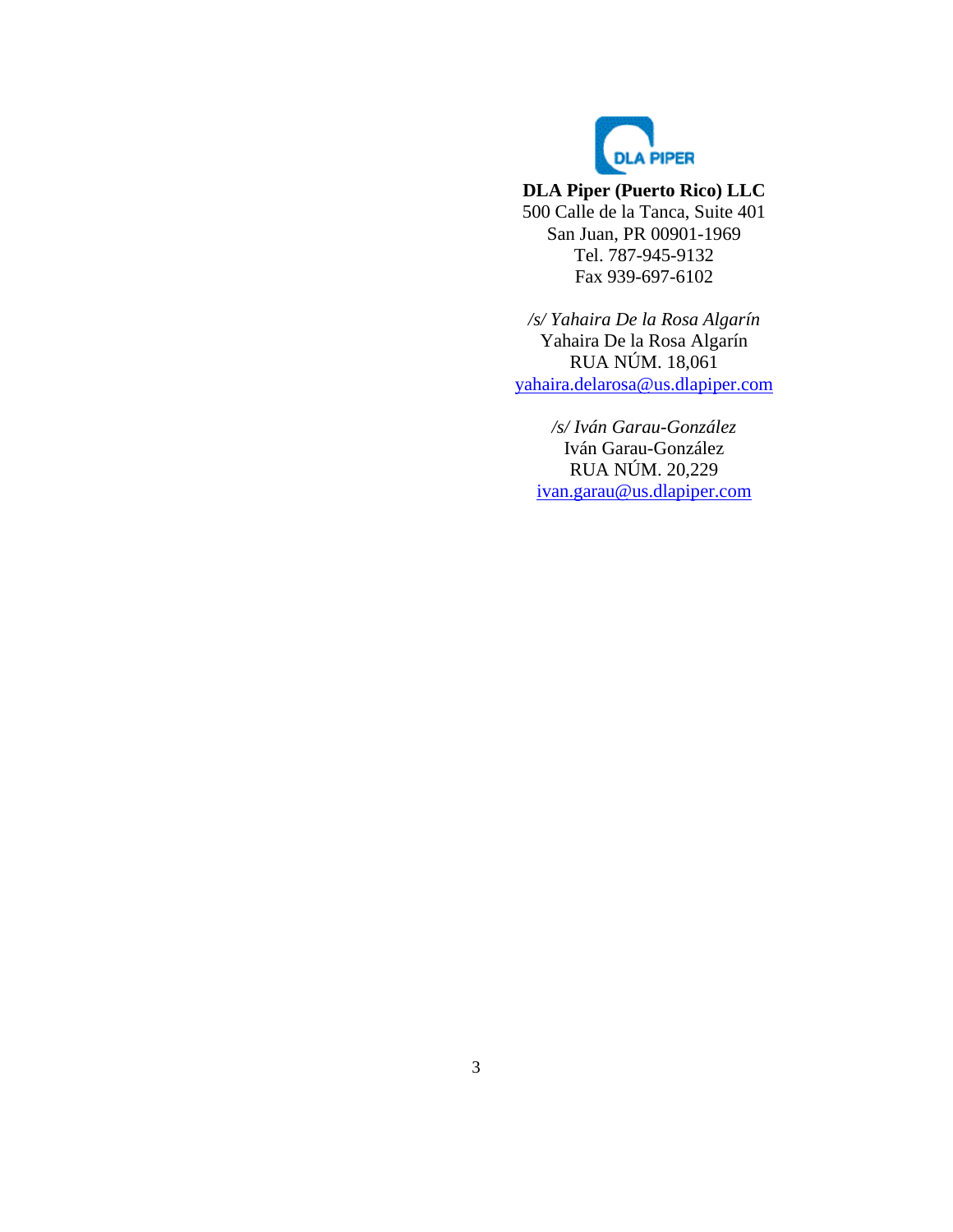**DLA Piper (Puerto Rico) LLC**
500 Calle de la Tanca, Suite 401
San Juan, PR 00901-1969
Tel. 787-945-9132
Fax 939-697-6102

*/s/ Yahaira De la Rosa Algarín*
Yahaira De la Rosa Algarín
RUA NÚM. 18,061
yahaira.delarosa@us.dlapiper.com

*/s/ Iván Garau-González*
Iván Garau-González
RUA NÚM. 20,229
ivan.garau@us.dlapiper.com